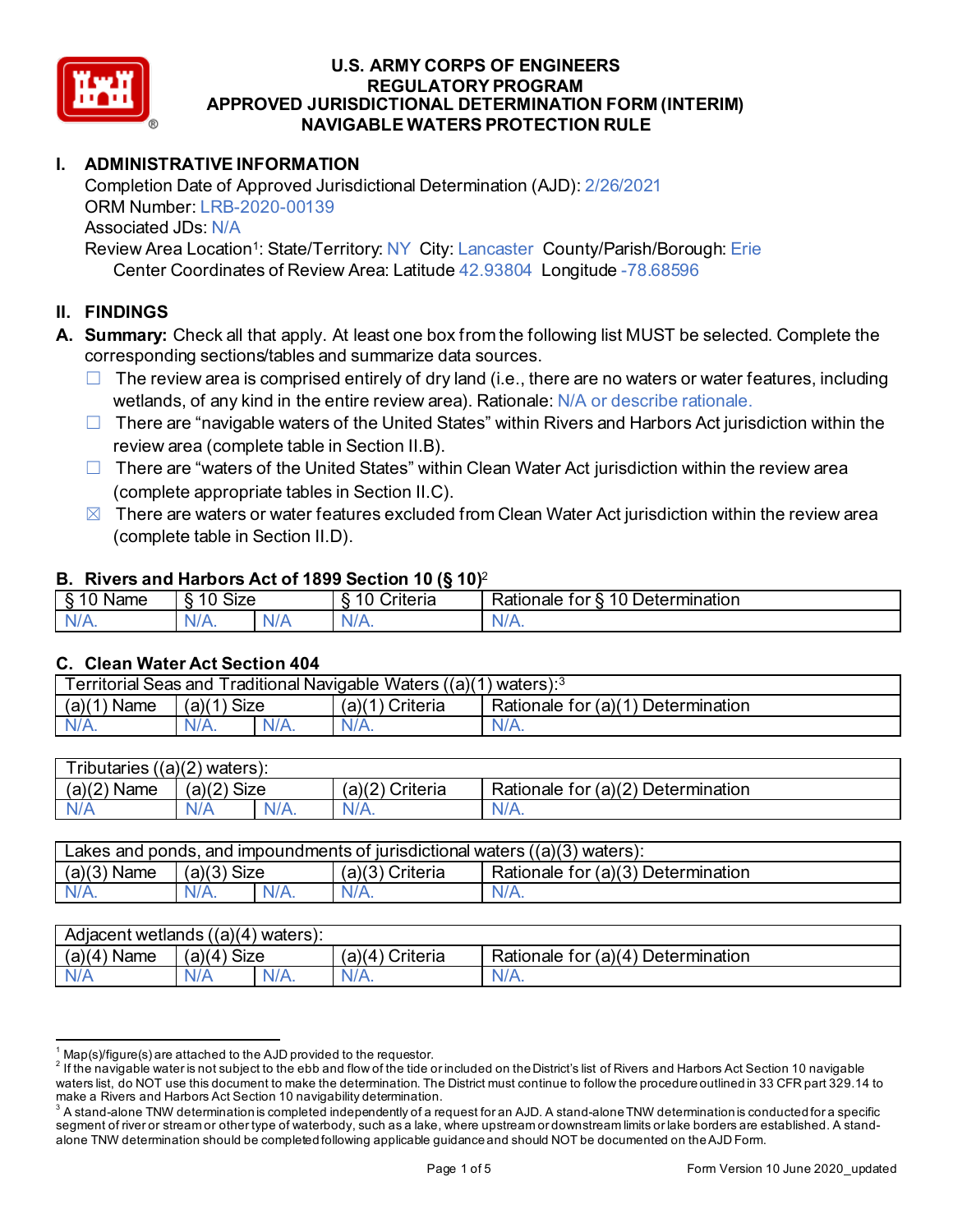# U.S. ARMY CORPS OF ENGINEERS
# REGULATORY PROGRAM
# APPROVED JURISDICTIONAL DETERMINATION FORM (INTERIM)
# NAVIGABLE WATERS PROTECTION RULE

## I. ADMINISTRATIVE INFORMATION

Completion Date of Approved Jurisdictional Determination (AJD): 2/26/2021
ORM Number: LRB-2020-00139
Associated JDs: N/A
Review Area Location[1]: State/Territory: NY City: Lancaster County/Parish/Borough: Erie
Center Coordinates of Review Area: Latitude 42.93804 Longitude -78.68596

## II. FINDINGS

**A. Summary:** Check all that apply. At least one box from the following list MUST be selected. Complete the corresponding sections/tables and summarize data sources.

- ☐ The review area is comprised entirely of dry land (i.e., there are no waters or water features, including wetlands, of any kind in the entire review area). Rationale: N/A or describe rationale.
- ☐ There are "navigable waters of the United States" within Rivers and Harbors Act jurisdiction within the review area (complete table in Section II.B).
- ☐ There are "waters of the United States" within Clean Water Act jurisdiction within the review area (complete appropriate tables in Section II.C).
- ☒ There are waters or water features excluded from Clean Water Act jurisdiction within the review area (complete table in Section II.D).

**B. Rivers and Harbors Act of 1899 Section 10 (§ 10)**[2]

| § 10 Name | § 10 Size | | § 10 Criteria | Rationale for § 10 Determination |
|---|---|---|---|---|
| N/A. | N/A. | N/A | N/A. | N/A. |

**C. Clean Water Act Section 404**

| Territorial Seas and Traditional Navigable Waters ((a)(1) waters):[3] | | | | |
|---|---|---|---|---|
| (a)(1) Name | (a)(1) Size | | (a)(1) Criteria | Rationale for (a)(1) Determination |
| N/A. | N/A. | N/A. | N/A. | N/A. |

| Tributaries ((a)(2) waters): | | | | |
|---|---|---|---|---|
| (a)(2) Name | (a)(2) Size | | (a)(2) Criteria | Rationale for (a)(2) Determination |
| N/A | N/A | N/A. | N/A. | N/A. |

| Lakes and ponds, and impoundments of jurisdictional waters ((a)(3) waters): | | | | |
|---|---|---|---|---|
| (a)(3) Name | (a)(3) Size | | (a)(3) Criteria | Rationale for (a)(3) Determination |
| N/A. | N/A. | N/A. | N/A. | N/A. |

| Adjacent wetlands ((a)(4) waters): | | | | |
|---|---|---|---|---|
| (a)(4) Name | (a)(4) Size | | (a)(4) Criteria | Rationale for (a)(4) Determination |
| N/A | N/A | N/A. | N/A. | N/A. |

---

[1] Map(s)/figure(s) are attached to the AJD provided to the requestor.

[2] If the navigable water is not subject to the ebb and flow of the tide or included on the District's list of Rivers and Harbors Act Section 10 navigable waters list, do NOT use this document to make the determination. The District must continue to follow the procedure outlined in 33 CFR part 329.14 to make a Rivers and Harbors Act Section 10 navigability determination.

[3] A stand-alone TNW determination is completed independently of a request for an AJD. A stand-alone TNW determination is conducted for a specific segment of river or stream or other type of waterbody, such as a lake, where upstream or downstream limits or lake borders are established. A stand-alone TNW determination should be completed following applicable guidance and should NOT be documented on the AJD Form.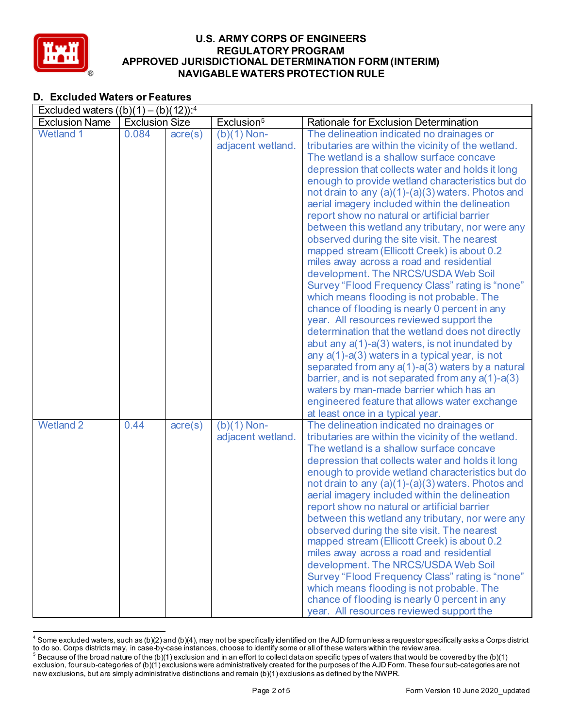## D. Excluded Waters or Features

| Excluded waters ((b)(1) – (b)(12)):[4] | | | | |
|---|---|---|---|---|
| Exclusion Name | Exclusion Size | | Exclusion[5] | Rationale for Exclusion Determination |
| Wetland 1 | 0.084 | acre(s) | (b)(1) Non-adjacent wetland. | The delineation indicated no drainages or tributaries are within the vicinity of the wetland. The wetland is a shallow surface concave depression that collects water and holds it long enough to provide wetland characteristics but do not drain to any (a)(1)-(a)(3) waters. Photos and aerial imagery included within the delineation report show no natural or artificial barrier between this wetland any tributary, nor were any observed during the site visit. The nearest mapped stream (Ellicott Creek) is about 0.2 miles away across a road and residential development. The NRCS/USDA Web Soil Survey "Flood Frequency Class" rating is "none" which means flooding is not probable. The chance of flooding is nearly 0 percent in any year. All resources reviewed support the determination that the wetland does not directly abut any a(1)-a(3) waters, is not inundated by any a(1)-a(3) waters in a typical year, is not separated from any a(1)-a(3) waters by a natural barrier, and is not separated from any a(1)-a(3) waters by man-made barrier which has an engineered feature that allows water exchange at least once in a typical year. |
| Wetland 2 | 0.44 | acre(s) | (b)(1) Non-adjacent wetland. | The delineation indicated no drainages or tributaries are within the vicinity of the wetland. The wetland is a shallow surface concave depression that collects water and holds it long enough to provide wetland characteristics but do not drain to any (a)(1)-(a)(3) waters. Photos and aerial imagery included within the delineation report show no natural or artificial barrier between this wetland any tributary, nor were any observed during the site visit. The nearest mapped stream (Ellicott Creek) is about 0.2 miles away across a road and residential development. The NRCS/USDA Web Soil Survey "Flood Frequency Class" rating is "none" which means flooding is not probable. The chance of flooding is nearly 0 percent in any year. All resources reviewed support the |

[4] Some excluded waters, such as (b)(2) and (b)(4), may not be specifically identified on the AJD form unless a requestor specifically asks a Corps district to do so. Corps districts may, in case-by-case instances, choose to identify some or all of these waters within the review area.

[5] Because of the broad nature of the (b)(1) exclusion and in an effort to collect data on specific types of waters that would be covered by the (b)(1) exclusion, four sub-categories of (b)(1) exclusions were administratively created for the purposes of the AJD Form. These four sub-categories are not new exclusions, but are simply administrative distinctions and remain (b)(1) exclusions as defined by the NWPR.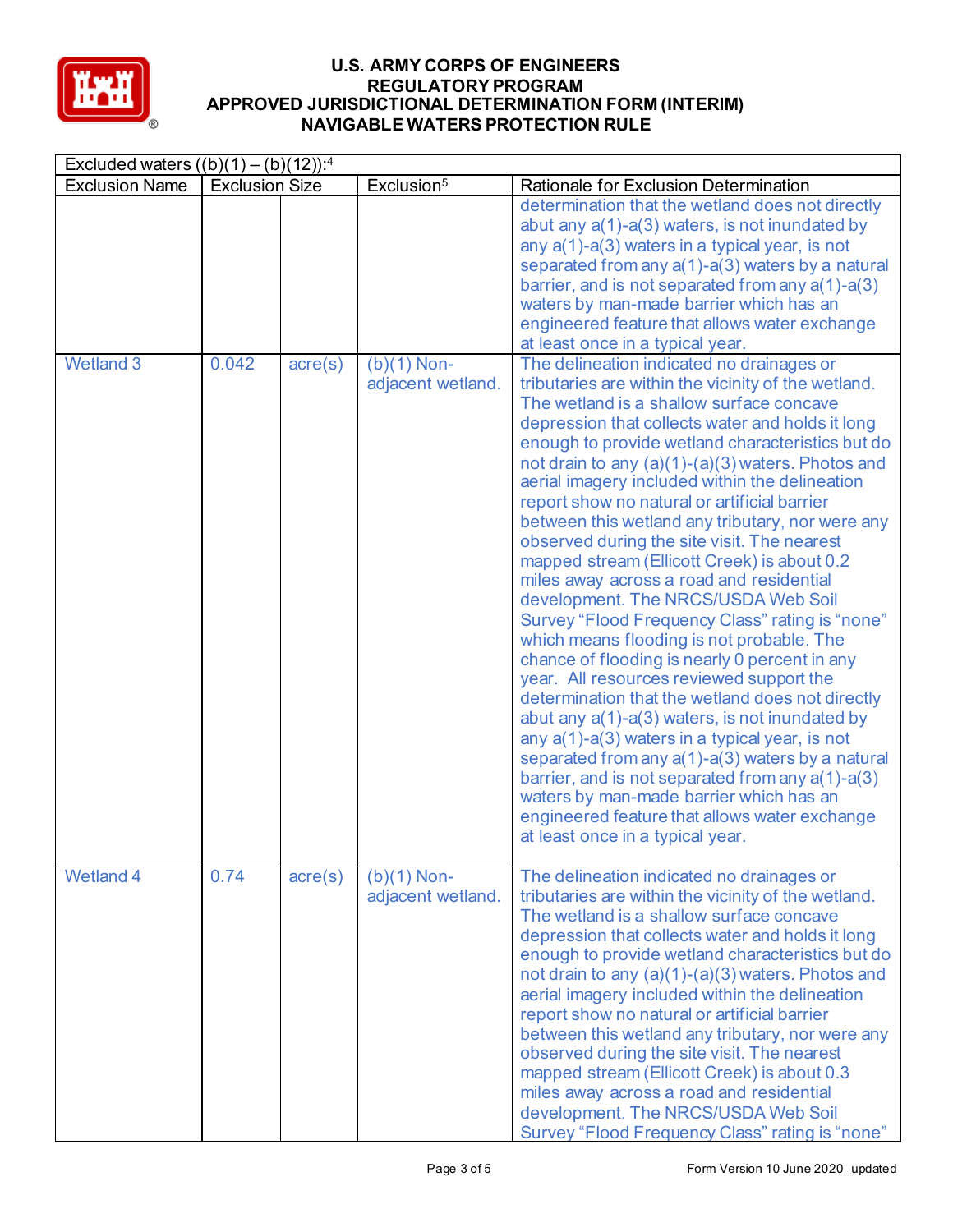# U.S. ARMY CORPS OF ENGINEERS
## REGULATORY PROGRAM
## APPROVED JURISDICTIONAL DETERMINATION FORM (INTERIM)
## NAVIGABLE WATERS PROTECTION RULE

| Excluded waters ((b)(1) – (b)(12)):[4] | | | | |
|---|---|---|---|---|
| Exclusion Name | Exclusion Size | | Exclusion[5] | Rationale for Exclusion Determination |
| | | | | determination that the wetland does not directly abut any a(1)-a(3) waters, is not inundated by any a(1)-a(3) waters in a typical year, is not separated from any a(1)-a(3) waters by a natural barrier, and is not separated from any a(1)-a(3) waters by man-made barrier which has an engineered feature that allows water exchange at least once in a typical year. |
| Wetland 3 | 0.042 | acre(s) | (b)(1) Non-adjacent wetland. | The delineation indicated no drainages or tributaries are within the vicinity of the wetland. The wetland is a shallow surface concave depression that collects water and holds it long enough to provide wetland characteristics but do not drain to any (a)(1)-(a)(3) waters. Photos and aerial imagery included within the delineation report show no natural or artificial barrier between this wetland any tributary, nor were any observed during the site visit. The nearest mapped stream (Ellicott Creek) is about 0.2 miles away across a road and residential development. The NRCS/USDA Web Soil Survey "Flood Frequency Class" rating is "none" which means flooding is not probable. The chance of flooding is nearly 0 percent in any year. All resources reviewed support the determination that the wetland does not directly abut any a(1)-a(3) waters, is not inundated by any a(1)-a(3) waters in a typical year, is not separated from any a(1)-a(3) waters by a natural barrier, and is not separated from any a(1)-a(3) waters by man-made barrier which has an engineered feature that allows water exchange at least once in a typical year. |
| Wetland 4 | 0.74 | acre(s) | (b)(1) Non-adjacent wetland. | The delineation indicated no drainages or tributaries are within the vicinity of the wetland. The wetland is a shallow surface concave depression that collects water and holds it long enough to provide wetland characteristics but do not drain to any (a)(1)-(a)(3) waters. Photos and aerial imagery included within the delineation report show no natural or artificial barrier between this wetland any tributary, nor were any observed during the site visit. The nearest mapped stream (Ellicott Creek) is about 0.3 miles away across a road and residential development. The NRCS/USDA Web Soil Survey "Flood Frequency Class" rating is "none" |

Form Version 10 June 2020_updated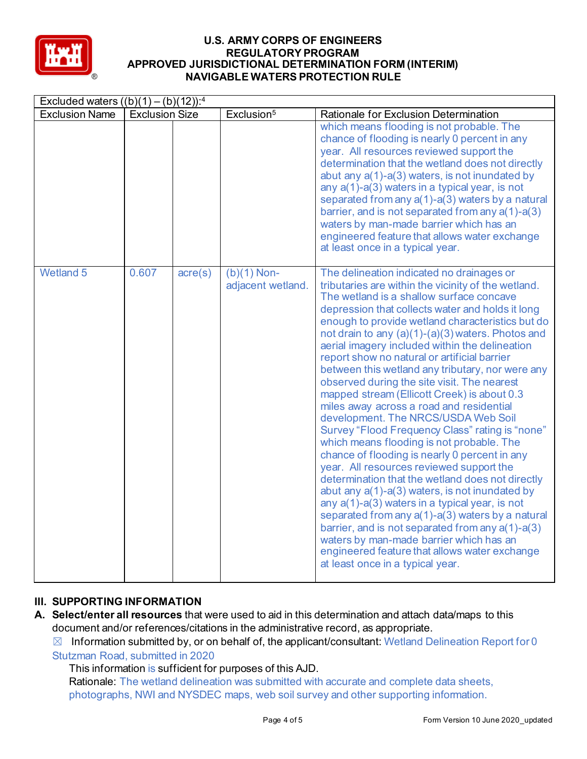| Excluded waters ((b)(1) – (b)(12)):[4] | | | | |
|---|---|---|---|---|
| Exclusion Name | Exclusion Size | | Exclusion[5] | Rationale for Exclusion Determination |
| | | | | which means flooding is not probable. The chance of flooding is nearly 0 percent in any year. All resources reviewed support the determination that the wetland does not directly abut any a(1)-a(3) waters, is not inundated by any a(1)-a(3) waters in a typical year, is not separated from any a(1)-a(3) waters by a natural barrier, and is not separated from any a(1)-a(3) waters by man-made barrier which has an engineered feature that allows water exchange at least once in a typical year. |
| Wetland 5 | 0.607 | acre(s) | (b)(1) Non-adjacent wetland. | The delineation indicated no drainages or tributaries are within the vicinity of the wetland. The wetland is a shallow surface concave depression that collects water and holds it long enough to provide wetland characteristics but do not drain to any (a)(1)-(a)(3) waters. Photos and aerial imagery included within the delineation report show no natural or artificial barrier between this wetland any tributary, nor were any observed during the site visit. The nearest mapped stream (Ellicott Creek) is about 0.3 miles away across a road and residential development. The NRCS/USDA Web Soil Survey "Flood Frequency Class" rating is "none" which means flooding is not probable. The chance of flooding is nearly 0 percent in any year. All resources reviewed support the determination that the wetland does not directly abut any a(1)-a(3) waters, is not inundated by any a(1)-a(3) waters in a typical year, is not separated from any a(1)-a(3) waters by a natural barrier, and is not separated from any a(1)-a(3) waters by man-made barrier which has an engineered feature that allows water exchange at least once in a typical year. |

## III. SUPPORTING INFORMATION

**A. Select/enter all resources** that were used to aid in this determination and attach data/maps to this document and/or references/citations in the administrative record, as appropriate.

☒ Information submitted by, or on behalf of, the applicant/consultant: Wetland Delineation Report for 0 Stutzman Road, submitted in 2020

This information is sufficient for purposes of this AJD.

Rationale: The wetland delineation was submitted with accurate and complete data sheets, photographs, NWI and NYSDEC maps, web soil survey and other supporting information.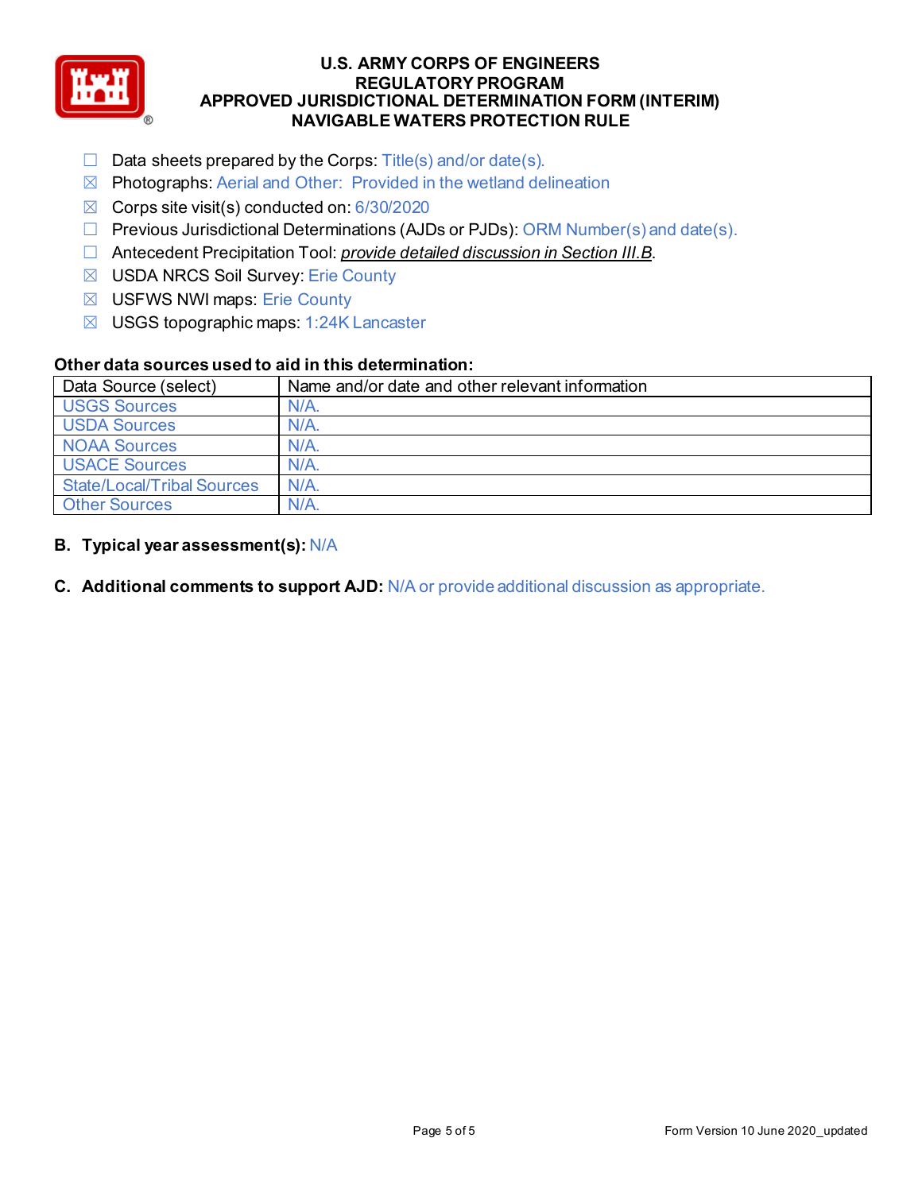☐ Data sheets prepared by the Corps: Title(s) and/or date(s).
☒ Photographs: Aerial and Other: Provided in the wetland delineation
☒ Corps site visit(s) conducted on: 6/30/2020
☐ Previous Jurisdictional Determinations (AJDs or PJDs): ORM Number(s) and date(s).
☐ Antecedent Precipitation Tool: *provide detailed discussion in Section III.B*.
☒ USDA NRCS Soil Survey: Erie County
☒ USFWS NWI maps: Erie County
☒ USGS topographic maps: 1:24K Lancaster

**Other data sources used to aid in this determination:**

| Data Source (select) | Name and/or date and other relevant information |
|---|---|
| USGS Sources | N/A. |
| USDA Sources | N/A. |
| NOAA Sources | N/A. |
| USACE Sources | N/A. |
| State/Local/Tribal Sources | N/A. |
| Other Sources | N/A. |

**B. Typical year assessment(s):** N/A

**C. Additional comments to support AJD:** N/A or provide additional discussion as appropriate.